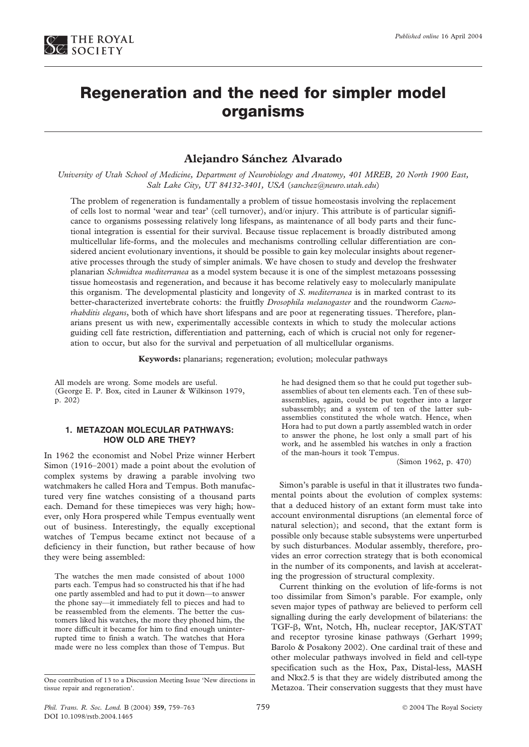# Regeneration and the need for simpler model organisms

## Alejandro Sánchez Alvarado

*University of Utah School of Medicine, Department of Neurobiology and Anatomy, 401 MREB, 20 North 1900 East, Salt Lake City, UT 84132-3401, USA* (*sanchez@neuro.utah.edu*)

The problem of regeneration is fundamentally a problem of tissue homeostasis involving the replacement of cells lost to normal 'wear and tear' (cell turnover), and/or injury. This attribute is of particular significance to organisms possessing relatively long lifespans, as maintenance of all body parts and their functional integration is essential for their survival. Because tissue replacement is broadly distributed among multicellular life-forms, and the molecules and mechanisms controlling cellular differentiation are considered ancient evolutionary inventions, it should be possible to gain key molecular insights about regenerative processes through the study of simpler animals. We have chosen to study and develop the freshwater planarian *Schmidtea mediterranea* as a model system because it is one of the simplest metazoans possessing tissue homeostasis and regeneration, and because it has become relatively easy to molecularly manipulate this organism. The developmental plasticity and longevity of *S. mediterranea* is in marked contrast to its better-characterized invertebrate cohorts: the fruitfly *Drosophila melanogaster* and the roundworm *Caenorhabditis elegans*, both of which have short lifespans and are poor at regenerating tissues. Therefore, planarians present us with new, experimentally accessible contexts in which to study the molecular actions guiding cell fate restriction, differentiation and patterning, each of which is crucial not only for regeneration to occur, but also for the survival and perpetuation of all multicellular organisms.

**Keywords:** planarians; regeneration; evolution; molecular pathways

> All models are wrong. Some models are useful.
> (George E. P. Box, cited in Launer & Wilkinson 1979, p. 202)

### 1. METAZOAN MOLECULAR PATHWAYS: HOW OLD ARE THEY?

In 1962 the economist and Nobel Prize winner Herbert Simon (1916–2001) made a point about the evolution of complex systems by drawing a parable involving two watchmakers he called Hora and Tempus. Both manufactured very fine watches consisting of a thousand parts each. Demand for these timepieces was very high; however, only Hora prospered while Tempus eventually went out of business. Interestingly, the equally exceptional watches of Tempus became extinct not because of a deficiency in their function, but rather because of how they were being assembled:

> The watches the men made consisted of about 1000 parts each. Tempus had so constructed his that if he had one partly assembled and had to put it down—to answer the phone say—it immediately fell to pieces and had to be reassembled from the elements. The better the customers liked his watches, the more they phoned him, the more difficult it became for him to find enough uninterrupted time to finish a watch. The watches that Hora made were no less complex than those of Tempus. But he had designed them so that he could put together subassemblies of about ten elements each. Ten of these subassemblies, again, could be put together into a larger subassembly; and a system of ten of the latter subassemblies constituted the whole watch. Hence, when Hora had to put down a partly assembled watch in order to answer the phone, he lost only a small part of his work, and he assembled his watches in only a fraction of the man-hours it took Tempus.
>
> (Simon 1962, p. 470)

Simon's parable is useful in that it illustrates two fundamental points about the evolution of complex systems: that a deduced history of an extant form must take into account environmental disruptions (an elemental force of natural selection); and second, that the extant form is possible only because stable subsystems were unperturbed by such disturbances. Modular assembly, therefore, provides an error correction strategy that is both economical in the number of its components, and lavish at accelerating the progression of structural complexity.

Current thinking on the evolution of life-forms is not too dissimilar from Simon's parable. For example, only seven major types of pathway are believed to perform cell signalling during the early development of bilaterians: the TGF-β, Wnt, Notch, Hh, nuclear receptor, JAK/STAT and receptor tyrosine kinase pathways (Gerhart 1999; Barolo & Posakony 2002). One cardinal trait of these and other molecular pathways involved in field and cell-type specification such as the Hox, Pax, Distal-less, MASH and Nkx2.5 is that they are widely distributed among the Metazoa. Their conservation suggests that they must have

One contribution of 13 to a Discussion Meeting Issue 'New directions in tissue repair and regeneration'.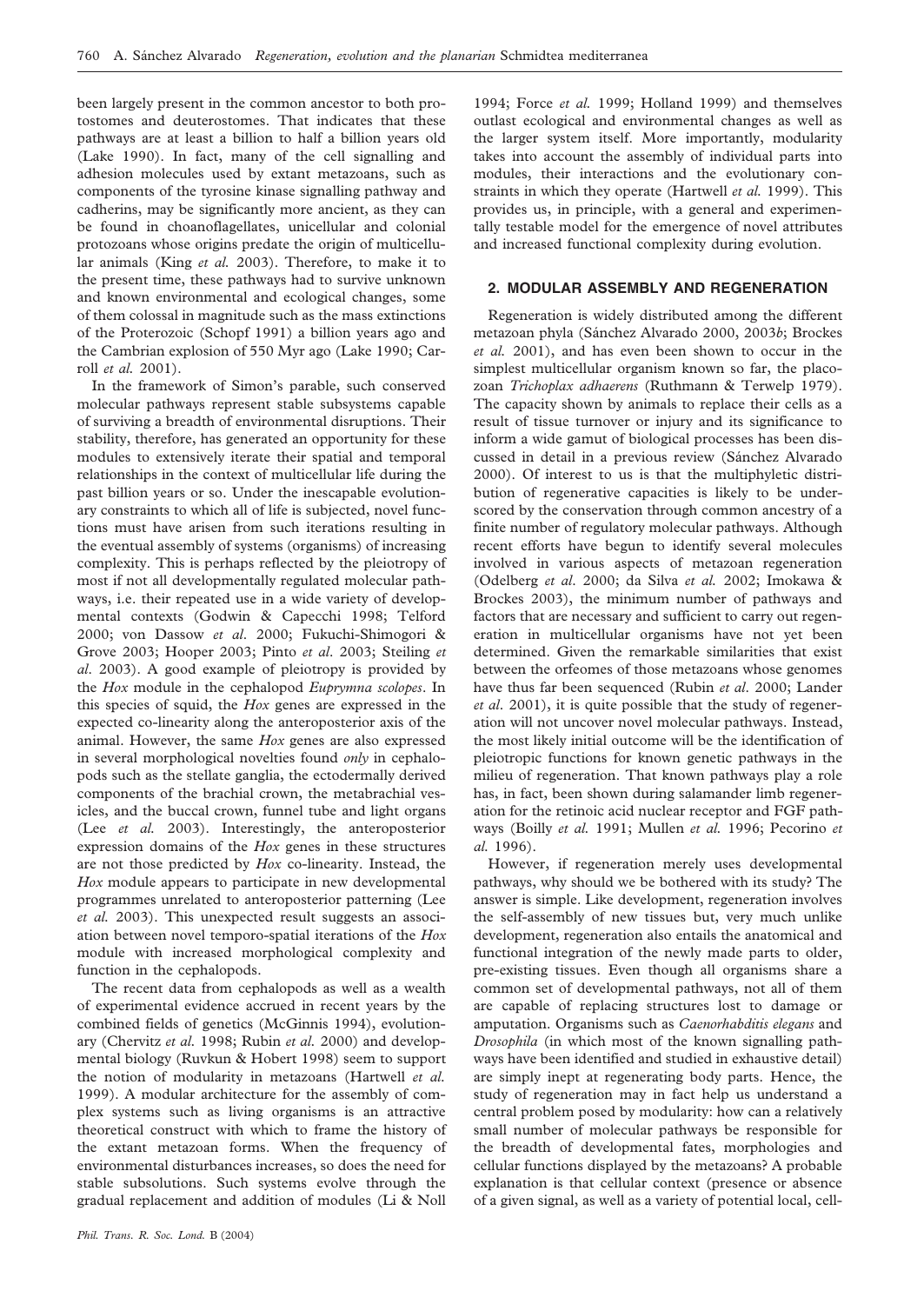been largely present in the common ancestor to both protostomes and deuterostomes. That indicates that these pathways are at least a billion to half a billion years old (Lake 1990). In fact, many of the cell signalling and adhesion molecules used by extant metazoans, such as components of the tyrosine kinase signalling pathway and cadherins, may be significantly more ancient, as they can be found in choanoflagellates, unicellular and colonial protozoans whose origins predate the origin of multicellular animals (King *et al.* 2003). Therefore, to make it to the present time, these pathways had to survive unknown and known environmental and ecological changes, some of them colossal in magnitude such as the mass extinctions of the Proterozoic (Schopf 1991) a billion years ago and the Cambrian explosion of 550 Myr ago (Lake 1990; Carroll *et al.* 2001).

In the framework of Simon's parable, such conserved molecular pathways represent stable subsystems capable of surviving a breadth of environmental disruptions. Their stability, therefore, has generated an opportunity for these modules to extensively iterate their spatial and temporal relationships in the context of multicellular life during the past billion years or so. Under the inescapable evolutionary constraints to which all of life is subjected, novel functions must have arisen from such iterations resulting in the eventual assembly of systems (organisms) of increasing complexity. This is perhaps reflected by the pleiotropy of most if not all developmentally regulated molecular pathways, i.e. their repeated use in a wide variety of developmental contexts (Godwin & Capecchi 1998; Telford 2000; von Dassow *et al.* 2000; Fukuchi-Shimogori & Grove 2003; Hooper 2003; Pinto *et al.* 2003; Steiling *et al.* 2003). A good example of pleiotropy is provided by the *Hox* module in the cephalopod *Euprymna scolopes*. In this species of squid, the *Hox* genes are expressed in the expected co-linearity along the anteroposterior axis of the animal. However, the same *Hox* genes are also expressed in several morphological novelties found *only* in cephalopods such as the stellate ganglia, the ectodermally derived components of the brachial crown, the metabrachial vesicles, and the buccal crown, funnel tube and light organs (Lee *et al.* 2003). Interestingly, the anteroposterior expression domains of the *Hox* genes in these structures are not those predicted by *Hox* co-linearity. Instead, the *Hox* module appears to participate in new developmental programmes unrelated to anteroposterior patterning (Lee *et al.* 2003). This unexpected result suggests an association between novel temporo-spatial iterations of the *Hox* module with increased morphological complexity and function in the cephalopods.

The recent data from cephalopods as well as a wealth of experimental evidence accrued in recent years by the combined fields of genetics (McGinnis 1994), evolutionary (Chervitz *et al.* 1998; Rubin *et al.* 2000) and developmental biology (Ruvkun & Hobert 1998) seem to support the notion of modularity in metazoans (Hartwell *et al.* 1999). A modular architecture for the assembly of complex systems such as living organisms is an attractive theoretical construct with which to frame the history of the extant metazoan forms. When the frequency of environmental disturbances increases, so does the need for stable subsolutions. Such systems evolve through the gradual replacement and addition of modules (Li & Noll 1994; Force *et al.* 1999; Holland 1999) and themselves outlast ecological and environmental changes as well as the larger system itself. More importantly, modularity takes into account the assembly of individual parts into modules, their interactions and the evolutionary constraints in which they operate (Hartwell *et al.* 1999). This provides us, in principle, with a general and experimentally testable model for the emergence of novel attributes and increased functional complexity during evolution.

## 2. MODULAR ASSEMBLY AND REGENERATION

Regeneration is widely distributed among the different metazoan phyla (Sánchez Alvarado 2000, 2003*b*; Brockes *et al.* 2001), and has even been shown to occur in the simplest multicellular organism known so far, the placozoan *Trichoplax adhaerens* (Ruthmann & Terwelp 1979). The capacity shown by animals to replace their cells as a result of tissue turnover or injury and its significance to inform a wide gamut of biological processes has been discussed in detail in a previous review (Sánchez Alvarado 2000). Of interest to us is that the multiphyletic distribution of regenerative capacities is likely to be underscored by the conservation through common ancestry of a finite number of regulatory molecular pathways. Although recent efforts have begun to identify several molecules involved in various aspects of metazoan regeneration (Odelberg *et al.* 2000; da Silva *et al.* 2002; Imokawa & Brockes 2003), the minimum number of pathways and factors that are necessary and sufficient to carry out regeneration in multicellular organisms have not yet been determined. Given the remarkable similarities that exist between the orfeomes of those metazoans whose genomes have thus far been sequenced (Rubin *et al.* 2000; Lander *et al.* 2001), it is quite possible that the study of regeneration will not uncover novel molecular pathways. Instead, the most likely initial outcome will be the identification of pleiotropic functions for known genetic pathways in the milieu of regeneration. That known pathways play a role has, in fact, been shown during salamander limb regeneration for the retinoic acid nuclear receptor and FGF pathways (Boilly *et al.* 1991; Mullen *et al.* 1996; Pecorino *et al.* 1996).

However, if regeneration merely uses developmental pathways, why should we be bothered with its study? The answer is simple. Like development, regeneration involves the self-assembly of new tissues but, very much unlike development, regeneration also entails the anatomical and functional integration of the newly made parts to older, pre-existing tissues. Even though all organisms share a common set of developmental pathways, not all of them are capable of replacing structures lost to damage or amputation. Organisms such as *Caenorhabditis elegans* and *Drosophila* (in which most of the known signalling pathways have been identified and studied in exhaustive detail) are simply inept at regenerating body parts. Hence, the study of regeneration may in fact help us understand a central problem posed by modularity: how can a relatively small number of molecular pathways be responsible for the breadth of developmental fates, morphologies and cellular functions displayed by the metazoans? A probable explanation is that cellular context (presence or absence of a given signal, as well as a variety of potential local, cell-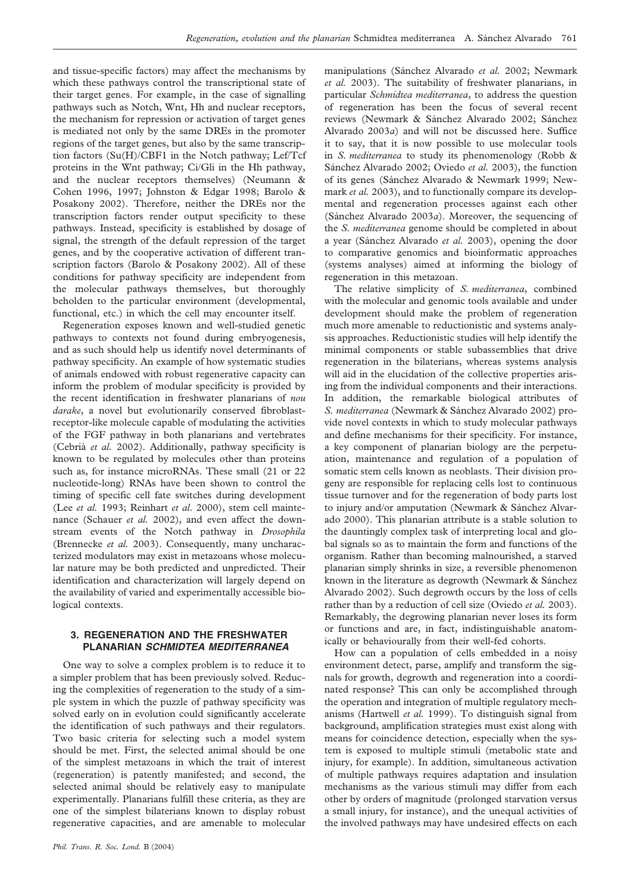and tissue-specific factors) may affect the mechanisms by which these pathways control the transcriptional state of their target genes. For example, in the case of signalling pathways such as Notch, Wnt, Hh and nuclear receptors, the mechanism for repression or activation of target genes is mediated not only by the same DREs in the promoter regions of the target genes, but also by the same transcription factors (Su(H)/CBF1 in the Notch pathway; Lef/Tcf proteins in the Wnt pathway; Ci/Gli in the Hh pathway, and the nuclear receptors themselves) (Neumann & Cohen 1996, 1997; Johnston & Edgar 1998; Barolo & Posakony 2002). Therefore, neither the DREs nor the transcription factors render output specificity to these pathways. Instead, specificity is established by dosage of signal, the strength of the default repression of the target genes, and by the cooperative activation of different transcription factors (Barolo & Posakony 2002). All of these conditions for pathway specificity are independent from the molecular pathways themselves, but thoroughly beholden to the particular environment (developmental, functional, etc.) in which the cell may encounter itself.

Regeneration exposes known and well-studied genetic pathways to contexts not found during embryogenesis, and as such should help us identify novel determinants of pathway specificity. An example of how systematic studies of animals endowed with robust regenerative capacity can inform the problem of modular specificity is provided by the recent identification in freshwater planarians of *nou darake*, a novel but evolutionarily conserved fibroblast-receptor-like molecule capable of modulating the activities of the FGF pathway in both planarians and vertebrates (Cebrià *et al.* 2002). Additionally, pathway specificity is known to be regulated by molecules other than proteins such as, for instance microRNAs. These small (21 or 22 nucleotide-long) RNAs have been shown to control the timing of specific cell fate switches during development (Lee *et al.* 1993; Reinhart *et al*. 2000), stem cell maintenance (Schauer *et al.* 2002), and even affect the downstream events of the Notch pathway in *Drosophila* (Brennecke *et al.* 2003). Consequently, many uncharacterized modulators may exist in metazoans whose molecular nature may be both predicted and unpredicted. Their identification and characterization will largely depend on the availability of varied and experimentally accessible biological contexts.

## 3. REGENERATION AND THE FRESHWATER PLANARIAN *SCHMIDTEA MEDITERRANEA*

One way to solve a complex problem is to reduce it to a simpler problem that has been previously solved. Reducing the complexities of regeneration to the study of a simple system in which the puzzle of pathway specificity was solved early on in evolution could significantly accelerate the identification of such pathways and their regulators. Two basic criteria for selecting such a model system should be met. First, the selected animal should be one of the simplest metazoans in which the trait of interest (regeneration) is patently manifested; and second, the selected animal should be relatively easy to manipulate experimentally. Planarians fulfill these criteria, as they are one of the simplest bilaterians known to display robust regenerative capacities, and are amenable to molecular manipulations (Sánchez Alvarado *et al.* 2002; Newmark *et al.* 2003). The suitability of freshwater planarians, in particular *Schmidtea mediterranea*, to address the question of regeneration has been the focus of several recent reviews (Newmark & Sánchez Alvarado 2002; Sánchez Alvarado 2003*a*) and will not be discussed here. Suffice it to say, that it is now possible to use molecular tools in *S. mediterranea* to study its phenomenology (Robb & Sánchez Alvarado 2002; Oviedo *et al.* 2003), the function of its genes (Sánchez Alvarado & Newmark 1999; Newmark *et al.* 2003), and to functionally compare its developmental and regeneration processes against each other (Sánchez Alvarado 2003*a*). Moreover, the sequencing of the *S. mediterranea* genome should be completed in about a year (Sánchez Alvarado *et al.* 2003), opening the door to comparative genomics and bioinformatic approaches (systems analyses) aimed at informing the biology of regeneration in this metazoan.

The relative simplicity of *S. mediterranea*, combined with the molecular and genomic tools available and under development should make the problem of regeneration much more amenable to reductionistic and systems analysis approaches. Reductionistic studies will help identify the minimal components or stable subassemblies that drive regeneration in the bilaterians, whereas systems analysis will aid in the elucidation of the collective properties arising from the individual components and their interactions. In addition, the remarkable biological attributes of *S. mediterranea* (Newmark & Sánchez Alvarado 2002) provide novel contexts in which to study molecular pathways and define mechanisms for their specificity. For instance, a key component of planarian biology are the perpetuation, maintenance and regulation of a population of somatic stem cells known as neoblasts. Their division progeny are responsible for replacing cells lost to continuous tissue turnover and for the regeneration of body parts lost to injury and/or amputation (Newmark & Sánchez Alvarado 2000). This planarian attribute is a stable solution to the dauntingly complex task of interpreting local and global signals so as to maintain the form and functions of the organism. Rather than becoming malnourished, a starved planarian simply shrinks in size, a reversible phenomenon known in the literature as degrowth (Newmark & Sánchez Alvarado 2002). Such degrowth occurs by the loss of cells rather than by a reduction of cell size (Oviedo *et al.* 2003). Remarkably, the degrowing planarian never loses its form or functions and are, in fact, indistinguishable anatomically or behaviourally from their well-fed cohorts.

How can a population of cells embedded in a noisy environment detect, parse, amplify and transform the signals for growth, degrowth and regeneration into a coordinated response? This can only be accomplished through the operation and integration of multiple regulatory mechanisms (Hartwell *et al.* 1999). To distinguish signal from background, amplification strategies must exist along with means for coincidence detection, especially when the system is exposed to multiple stimuli (metabolic state and injury, for example). In addition, simultaneous activation of multiple pathways requires adaptation and insulation mechanisms as the various stimuli may differ from each other by orders of magnitude (prolonged starvation versus a small injury, for instance), and the unequal activities of the involved pathways may have undesired effects on each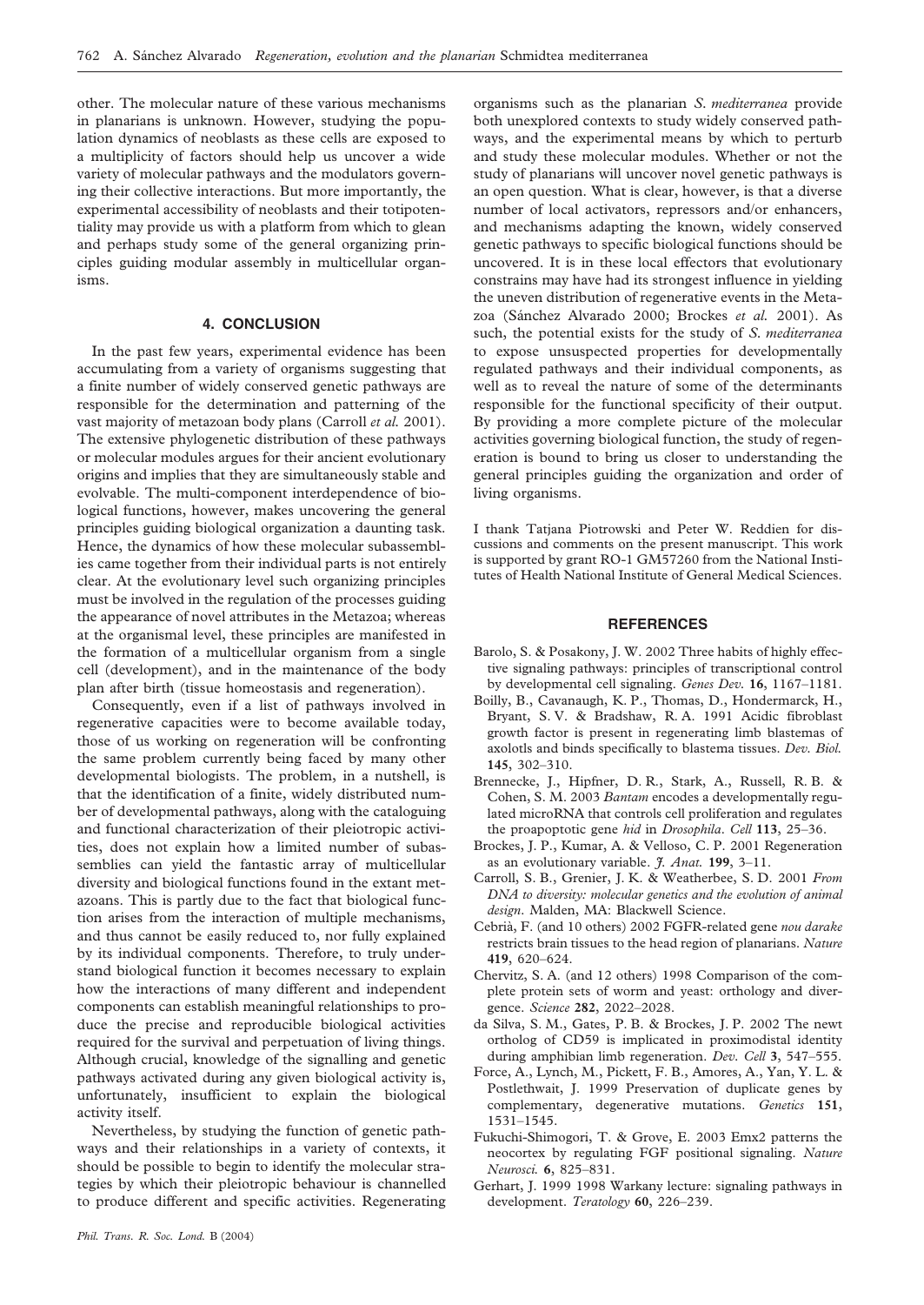other. The molecular nature of these various mechanisms in planarians is unknown. However, studying the population dynamics of neoblasts as these cells are exposed to a multiplicity of factors should help us uncover a wide variety of molecular pathways and the modulators governing their collective interactions. But more importantly, the experimental accessibility of neoblasts and their totipotentiality may provide us with a platform from which to glean and perhaps study some of the general organizing principles guiding modular assembly in multicellular organisms.

## 4. CONCLUSION

In the past few years, experimental evidence has been accumulating from a variety of organisms suggesting that a finite number of widely conserved genetic pathways are responsible for the determination and patterning of the vast majority of metazoan body plans (Carroll *et al.* 2001). The extensive phylogenetic distribution of these pathways or molecular modules argues for their ancient evolutionary origins and implies that they are simultaneously stable and evolvable. The multi-component interdependence of biological functions, however, makes uncovering the general principles guiding biological organization a daunting task. Hence, the dynamics of how these molecular subassemblies came together from their individual parts is not entirely clear. At the evolutionary level such organizing principles must be involved in the regulation of the processes guiding the appearance of novel attributes in the Metazoa; whereas at the organismal level, these principles are manifested in the formation of a multicellular organism from a single cell (development), and in the maintenance of the body plan after birth (tissue homeostasis and regeneration).

Consequently, even if a list of pathways involved in regenerative capacities were to become available today, those of us working on regeneration will be confronting the same problem currently being faced by many other developmental biologists. The problem, in a nutshell, is that the identification of a finite, widely distributed number of developmental pathways, along with the cataloguing and functional characterization of their pleiotropic activities, does not explain how a limited number of subassemblies can yield the fantastic array of multicellular diversity and biological functions found in the extant metazoans. This is partly due to the fact that biological function arises from the interaction of multiple mechanisms, and thus cannot be easily reduced to, nor fully explained by its individual components. Therefore, to truly understand biological function it becomes necessary to explain how the interactions of many different and independent components can establish meaningful relationships to produce the precise and reproducible biological activities required for the survival and perpetuation of living things. Although crucial, knowledge of the signalling and genetic pathways activated during any given biological activity is, unfortunately, insufficient to explain the biological activity itself.

Nevertheless, by studying the function of genetic pathways and their relationships in a variety of contexts, it should be possible to begin to identify the molecular strategies by which their pleiotropic behaviour is channelled to produce different and specific activities. Regenerating organisms such as the planarian *S. mediterranea* provide both unexplored contexts to study widely conserved pathways, and the experimental means by which to perturb and study these molecular modules. Whether or not the study of planarians will uncover novel genetic pathways is an open question. What is clear, however, is that a diverse number of local activators, repressors and/or enhancers, and mechanisms adapting the known, widely conserved genetic pathways to specific biological functions should be uncovered. It is in these local effectors that evolutionary constrains may have had its strongest influence in yielding the uneven distribution of regenerative events in the Metazoa (Sánchez Alvarado 2000; Brockes *et al.* 2001). As such, the potential exists for the study of *S. mediterranea* to expose unsuspected properties for developmentally regulated pathways and their individual components, as well as to reveal the nature of some of the determinants responsible for the functional specificity of their output. By providing a more complete picture of the molecular activities governing biological function, the study of regeneration is bound to bring us closer to understanding the general principles guiding the organization and order of living organisms.

I thank Tatjana Piotrowski and Peter W. Reddien for discussions and comments on the present manuscript. This work is supported by grant RO-1 GM57260 from the National Institutes of Health National Institute of General Medical Sciences.

## REFERENCES

Barolo, S. & Posakony, J. W. 2002 Three habits of highly effective signaling pathways: principles of transcriptional control by developmental cell signaling. *Genes Dev.* **16**, 1167–1181.

Boilly, B., Cavanaugh, K. P., Thomas, D., Hondermarck, H., Bryant, S. V. & Bradshaw, R. A. 1991 Acidic fibroblast growth factor is present in regenerating limb blastemas of axolotls and binds specifically to blastema tissues. *Dev. Biol.* **145**, 302–310.

Brennecke, J., Hipfner, D. R., Stark, A., Russell, R. B. & Cohen, S. M. 2003 *Bantam* encodes a developmentally regulated microRNA that controls cell proliferation and regulates the proapoptotic gene *hid* in *Drosophila*. *Cell* **113**, 25–36.

Brockes, J. P., Kumar, A. & Velloso, C. P. 2001 Regeneration as an evolutionary variable. *J. Anat.* **199**, 3–11.

Carroll, S. B., Grenier, J. K. & Weatherbee, S. D. 2001 *From DNA to diversity: molecular genetics and the evolution of animal design*. Malden, MA: Blackwell Science.

Cebrià, F. (and 10 others) 2002 FGFR-related gene *nou darake* restricts brain tissues to the head region of planarians. *Nature* **419**, 620–624.

Chervitz, S. A. (and 12 others) 1998 Comparison of the complete protein sets of worm and yeast: orthology and divergence. *Science* **282**, 2022–2028.

da Silva, S. M., Gates, P. B. & Brockes, J. P. 2002 The newt ortholog of CD59 is implicated in proximodistal identity during amphibian limb regeneration. *Dev. Cell* **3**, 547–555.

Force, A., Lynch, M., Pickett, F. B., Amores, A., Yan, Y. L. & Postlethwait, J. 1999 Preservation of duplicate genes by complementary, degenerative mutations. *Genetics* **151**, 1531–1545.

Fukuchi-Shimogori, T. & Grove, E. 2003 Emx2 patterns the neocortex by regulating FGF positional signaling. *Nature Neurosci.* **6**, 825–831.

Gerhart, J. 1999 1998 Warkany lecture: signaling pathways in development. *Teratology* **60**, 226–239.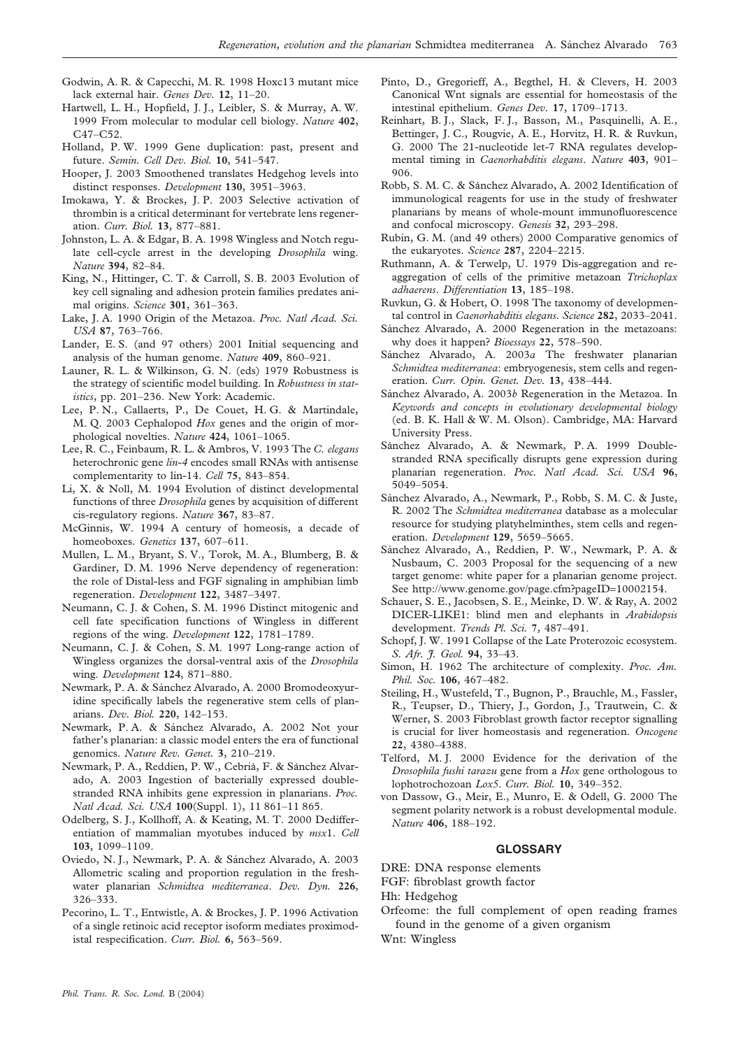Godwin, A. R. & Capecchi, M. R. 1998 Hoxc13 mutant mice lack external hair. *Genes Dev.* **12**, 11–20.

Hartwell, L. H., Hopfield, J. J., Leibler, S. & Murray, A. W. 1999 From molecular to modular cell biology. *Nature* **402**, C47–C52.

Holland, P. W. 1999 Gene duplication: past, present and future. *Semin. Cell Dev. Biol.* **10**, 541–547.

Hooper, J. 2003 Smoothened translates Hedgehog levels into distinct responses. *Development* **130**, 3951–3963.

Imokawa, Y. & Brockes, J. P. 2003 Selective activation of thrombin is a critical determinant for vertebrate lens regeneration. *Curr. Biol.* **13**, 877–881.

Johnston, L. A. & Edgar, B. A. 1998 Wingless and Notch regulate cell-cycle arrest in the developing *Drosophila* wing. *Nature* **394**, 82–84.

King, N., Hittinger, C. T. & Carroll, S. B. 2003 Evolution of key cell signaling and adhesion protein families predates animal origins. *Science* **301**, 361–363.

Lake, J. A. 1990 Origin of the Metazoa. *Proc. Natl Acad. Sci. USA* **87**, 763–766.

Lander, E. S. (and 97 others) 2001 Initial sequencing and analysis of the human genome. *Nature* **409**, 860–921.

Launer, R. L. & Wilkinson, G. N. (eds) 1979 Robustness is the strategy of scientific model building. In *Robustness in statistics*, pp. 201–236. New York: Academic.

Lee, P. N., Callaerts, P., De Couet, H. G. & Martindale, M. Q. 2003 Cephalopod *Hox* genes and the origin of morphological novelties. *Nature* **424**, 1061–1065.

Lee, R. C., Feinbaum, R. L. & Ambros, V. 1993 The *C. elegans* heterochronic gene *lin-4* encodes small RNAs with antisense complementarity to lin-14. *Cell* **75**, 843–854.

Li, X. & Noll, M. 1994 Evolution of distinct developmental functions of three *Drosophila* genes by acquisition of different cis-regulatory regions. *Nature* **367**, 83–87.

McGinnis, W. 1994 A century of homeosis, a decade of homeoboxes. *Genetics* **137**, 607–611.

Mullen, L. M., Bryant, S. V., Torok, M. A., Blumberg, B. & Gardiner, D. M. 1996 Nerve dependency of regeneration: the role of Distal-less and FGF signaling in amphibian limb regeneration. *Development* **122**, 3487–3497.

Neumann, C. J. & Cohen, S. M. 1996 Distinct mitogenic and cell fate specification functions of Wingless in different regions of the wing. *Development* **122**, 1781–1789.

Neumann, C. J. & Cohen, S. M. 1997 Long-range action of Wingless organizes the dorsal-ventral axis of the *Drosophila* wing. *Development* **124**, 871–880.

Newmark, P. A. & Sánchez Alvarado, A. 2000 Bromodeoxyuridine specifically labels the regenerative stem cells of planarians. *Dev. Biol.* **220**, 142–153.

Newmark, P. A. & Sánchez Alvarado, A. 2002 Not your father's planarian: a classic model enters the era of functional genomics. *Nature Rev. Genet.* **3**, 210–219.

Newmark, P. A., Reddien, P. W., Cebrià, F. & Sánchez Alvarado, A. 2003 Ingestion of bacterially expressed double-stranded RNA inhibits gene expression in planarians. *Proc. Natl Acad. Sci. USA* **100**(Suppl. 1), 11 861–11 865.

Odelberg, S. J., Kollhoff, A. & Keating, M. T. 2000 Dedifferentiation of mammalian myotubes induced by *msx*1. *Cell* **103**, 1099–1109.

Oviedo, N. J., Newmark, P. A. & Sánchez Alvarado, A. 2003 Allometric scaling and proportion regulation in the freshwater planarian *Schmidtea mediterranea*. *Dev. Dyn.* **226**, 326–333.

Pecorino, L. T., Entwistle, A. & Brockes, J. P. 1996 Activation of a single retinoic acid receptor isoform mediates proximodistal respecification. *Curr. Biol.* **6**, 563–569.

Pinto, D., Gregorieff, A., Begthel, H. & Clevers, H. 2003 Canonical Wnt signals are essential for homeostasis of the intestinal epithelium. *Genes Dev.* **17**, 1709–1713.

Reinhart, B. J., Slack, F. J., Basson, M., Pasquinelli, A. E., Bettinger, J. C., Rougvie, A. E., Horvitz, H. R. & Ruvkun, G. 2000 The 21-nucleotide let-7 RNA regulates developmental timing in *Caenorhabditis elegans*. *Nature* **403**, 901–906.

Robb, S. M. C. & Sánchez Alvarado, A. 2002 Identification of immunological reagents for use in the study of freshwater planarians by means of whole-mount immunofluorescence and confocal microscopy. *Genesis* **32**, 293–298.

Rubin, G. M. (and 49 others) 2000 Comparative genomics of the eukaryotes. *Science* **287**, 2204–2215.

Ruthmann, A. & Terwelp, U. 1979 Dis-aggregation and re-aggregation of cells of the primitive metazoan *Trichoplax adhaerens*. *Differentiation* **13**, 185–198.

Ruvkun, G. & Hobert, O. 1998 The taxonomy of developmental control in *Caenorhabditis elegans*. *Science* **282**, 2033–2041.

Sánchez Alvarado, A. 2000 Regeneration in the metazoans: why does it happen? *Bioessays* **22**, 578–590.

Sánchez Alvarado, A. 2003*a* The freshwater planarian *Schmidtea mediterranea*: embryogenesis, stem cells and regeneration. *Curr. Opin. Genet. Dev.* **13**, 438–444.

Sánchez Alvarado, A. 2003*b* Regeneration in the Metazoa. In *Keywords and concepts in evolutionary developmental biology* (ed. B. K. Hall & W. M. Olson). Cambridge, MA: Harvard University Press.

Sánchez Alvarado, A. & Newmark, P. A. 1999 Double-stranded RNA specifically disrupts gene expression during planarian regeneration. *Proc. Natl Acad. Sci. USA* **96**, 5049–5054.

Sánchez Alvarado, A., Newmark, P., Robb, S. M. C. & Juste, R. 2002 The *Schmidtea mediterranea* database as a molecular resource for studying platyhelminthes, stem cells and regeneration. *Development* **129**, 5659–5665.

Sánchez Alvarado, A., Reddien, P. W., Newmark, P. A. & Nusbaum, C. 2003 Proposal for the sequencing of a new target genome: white paper for a planarian genome project. See http://www.genome.gov/page.cfm?pageID=10002154.

Schauer, S. E., Jacobsen, S. E., Meinke, D. W. & Ray, A. 2002 DICER-LIKE1: blind men and elephants in *Arabidopsis* development. *Trends Pl. Sci.* **7**, 487–491.

Schopf, J. W. 1991 Collapse of the Late Proterozoic ecosystem. *S. Afr. J. Geol.* **94**, 33–43.

Simon, H. 1962 The architecture of complexity. *Proc. Am. Phil. Soc.* **106**, 467–482.

Steiling, H., Wustefeld, T., Bugnon, P., Brauchle, M., Fassler, R., Teupser, D., Thiery, J., Gordon, J., Trautwein, C. & Werner, S. 2003 Fibroblast growth factor receptor signalling is crucial for liver homeostasis and regeneration. *Oncogene* **22**, 4380–4388.

Telford, M. J. 2000 Evidence for the derivation of the *Drosophila fushi tarazu* gene from a *Hox* gene orthologous to lophotrochozoan *Lox5*. *Curr. Biol.* **10**, 349–352.

von Dassow, G., Meir, E., Munro, E. & Odell, G. 2000 The segment polarity network is a robust developmental module. *Nature* **406**, 188–192.

## GLOSSARY

DRE: DNA response elements

FGF: fibroblast growth factor

Hh: Hedgehog

Orfeome: the full complement of open reading frames found in the genome of a given organism

Wnt: Wingless